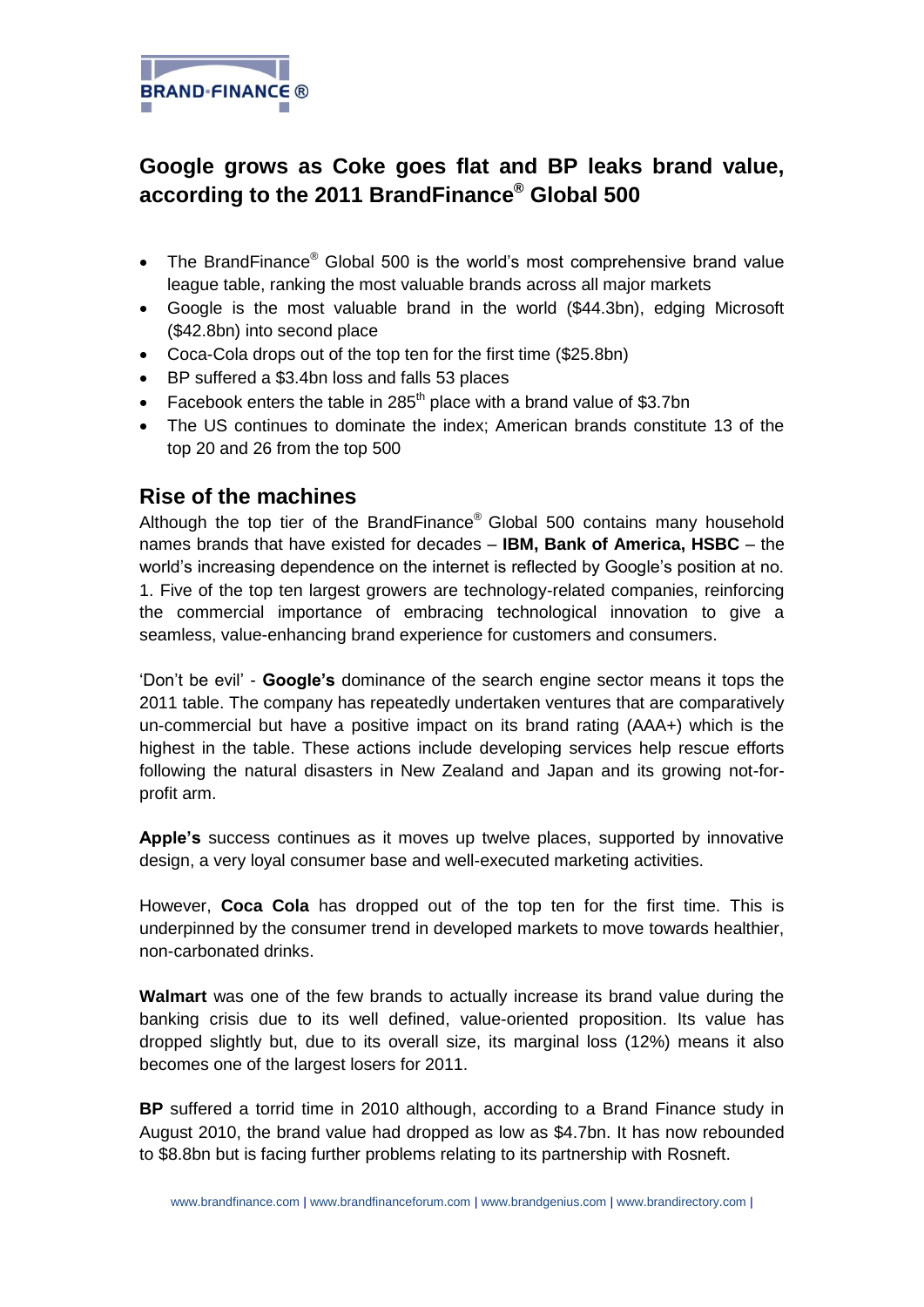# Google grows as Coke goes flat and BP leaks brand value, according to the 2011 BrandFinance® Global 500

- The BrandFinance® Global 500 is the world's most comprehensive brand value league table, ranking the most valuable brands across all major markets
- Google is the most valuable brand in the world ($44.3bn), edging Microsoft ($42.8bn) into second place
- Coca-Cola drops out of the top ten for the first time ($25.8bn)
- BP suffered a $3.4bn loss and falls 53 places
- Facebook enters the table in 285th place with a brand value of $3.7bn
- The US continues to dominate the index; American brands constitute 13 of the top 20 and 26 from the top 500

## Rise of the machines

Although the top tier of the BrandFinance® Global 500 contains many household names brands that have existed for decades – **IBM, Bank of America, HSBC** – the world's increasing dependence on the internet is reflected by Google's position at no. 1. Five of the top ten largest growers are technology-related companies, reinforcing the commercial importance of embracing technological innovation to give a seamless, value-enhancing brand experience for customers and consumers.

'Don't be evil' - **Google's** dominance of the search engine sector means it tops the 2011 table. The company has repeatedly undertaken ventures that are comparatively un-commercial but have a positive impact on its brand rating (AAA+) which is the highest in the table. These actions include developing services help rescue efforts following the natural disasters in New Zealand and Japan and its growing not-for-profit arm.

**Apple's** success continues as it moves up twelve places, supported by innovative design, a very loyal consumer base and well-executed marketing activities.

However, **Coca Cola** has dropped out of the top ten for the first time. This is underpinned by the consumer trend in developed markets to move towards healthier, non-carbonated drinks.

**Walmart** was one of the few brands to actually increase its brand value during the banking crisis due to its well defined, value-oriented proposition. Its value has dropped slightly but, due to its overall size, its marginal loss (12%) means it also becomes one of the largest losers for 2011.

**BP** suffered a torrid time in 2010 although, according to a Brand Finance study in August 2010, the brand value had dropped as low as $4.7bn. It has now rebounded to $8.8bn but is facing further problems relating to its partnership with Rosneft.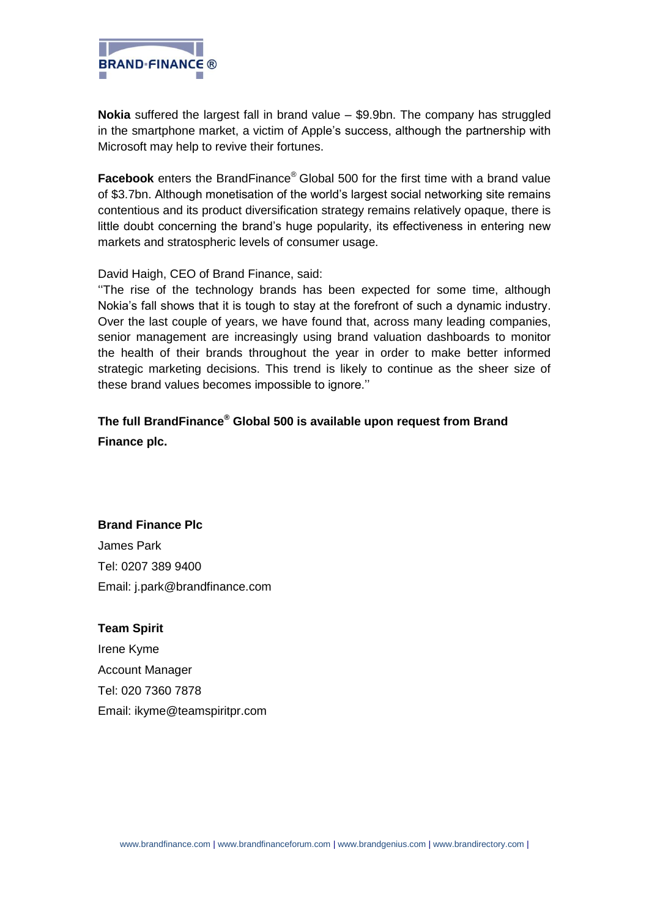**Nokia** suffered the largest fall in brand value – $9.9bn. The company has struggled in the smartphone market, a victim of Apple's success, although the partnership with Microsoft may help to revive their fortunes.

**Facebook** enters the BrandFinance® Global 500 for the first time with a brand value of $3.7bn. Although monetisation of the world's largest social networking site remains contentious and its product diversification strategy remains relatively opaque, there is little doubt concerning the brand's huge popularity, its effectiveness in entering new markets and stratospheric levels of consumer usage.

David Haigh, CEO of Brand Finance, said:
''The rise of the technology brands has been expected for some time, although Nokia's fall shows that it is tough to stay at the forefront of such a dynamic industry. Over the last couple of years, we have found that, across many leading companies, senior management are increasingly using brand valuation dashboards to monitor the health of their brands throughout the year in order to make better informed strategic marketing decisions. This trend is likely to continue as the sheer size of these brand values becomes impossible to ignore.''

**The full BrandFinance® Global 500 is available upon request from Brand Finance plc.**

**Brand Finance Plc**
James Park
Tel: 0207 389 9400
Email: j.park@brandfinance.com

**Team Spirit**
Irene Kyme
Account Manager
Tel: 020 7360 7878
Email: ikyme@teamspiritpr.com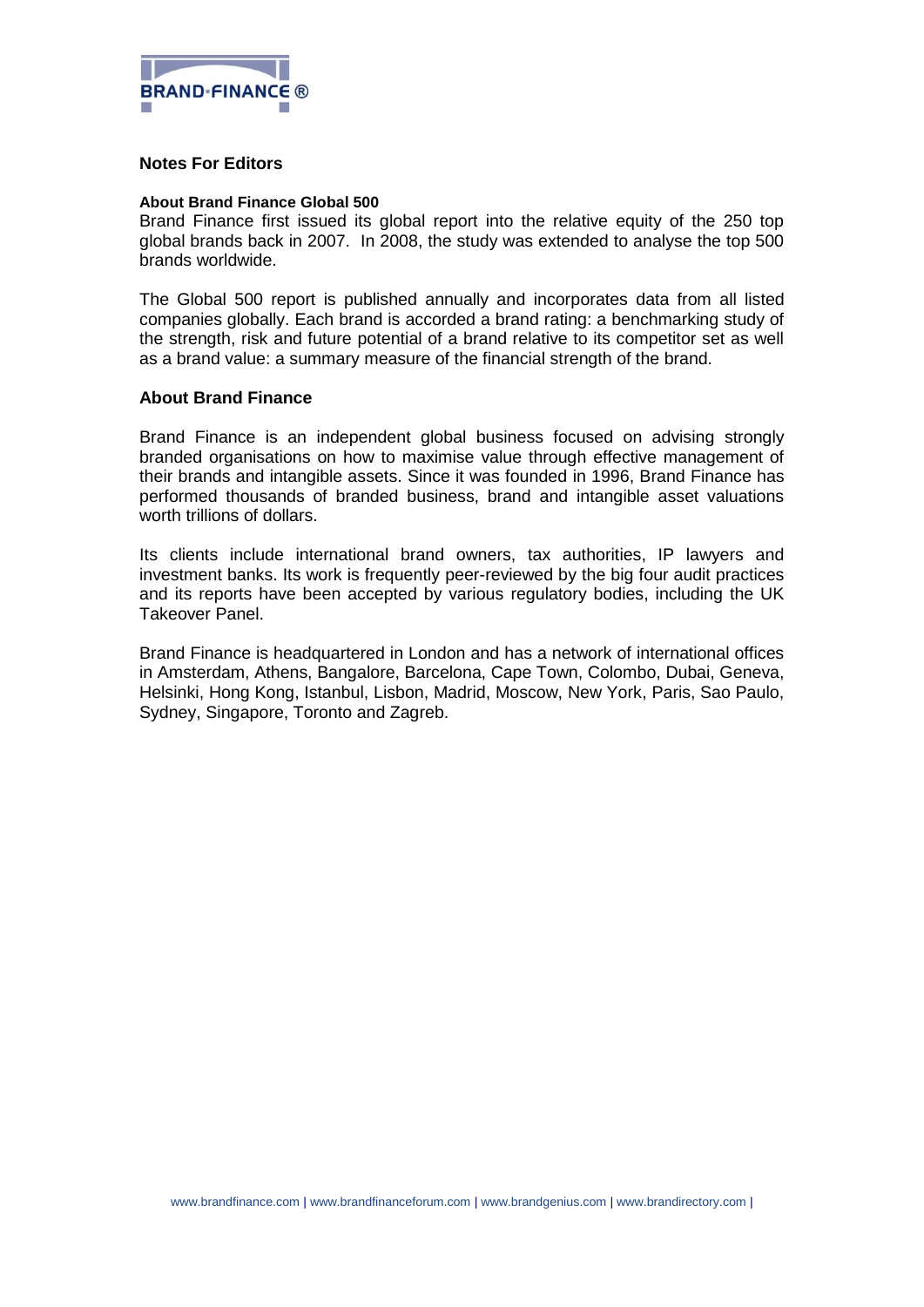## Notes For Editors

### About Brand Finance Global 500

Brand Finance first issued its global report into the relative equity of the 250 top global brands back in 2007. In 2008, the study was extended to analyse the top 500 brands worldwide.

The Global 500 report is published annually and incorporates data from all listed companies globally. Each brand is accorded a brand rating: a benchmarking study of the strength, risk and future potential of a brand relative to its competitor set as well as a brand value: a summary measure of the financial strength of the brand.

## About Brand Finance

Brand Finance is an independent global business focused on advising strongly branded organisations on how to maximise value through effective management of their brands and intangible assets. Since it was founded in 1996, Brand Finance has performed thousands of branded business, brand and intangible asset valuations worth trillions of dollars.

Its clients include international brand owners, tax authorities, IP lawyers and investment banks. Its work is frequently peer-reviewed by the big four audit practices and its reports have been accepted by various regulatory bodies, including the UK Takeover Panel.

Brand Finance is headquartered in London and has a network of international offices in Amsterdam, Athens, Bangalore, Barcelona, Cape Town, Colombo, Dubai, Geneva, Helsinki, Hong Kong, Istanbul, Lisbon, Madrid, Moscow, New York, Paris, Sao Paulo, Sydney, Singapore, Toronto and Zagreb.

www.brandfinance.com | www.brandfinanceforum.com | www.brandgenius.com | www.brandirectory.com |